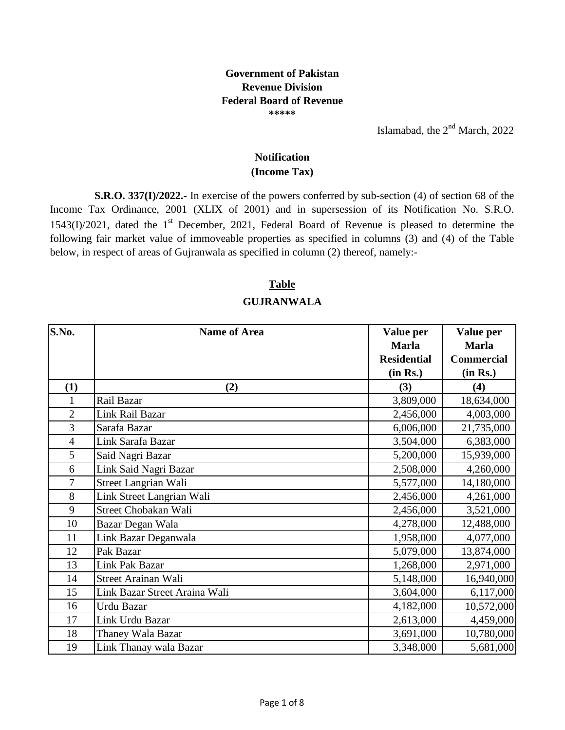**Government of Pakistan**
**Revenue Division**
**Federal Board of Revenue**
**\*\*\*\*\***

Islamabad, the 2nd March, 2022

## Notification
### (Income Tax)

**S.R.O. 337(I)/2022.-** In exercise of the powers conferred by sub-section (4) of section 68 of the Income Tax Ordinance, 2001 (XLIX of 2001) and in supersession of its Notification No. S.R.O. 1543(I)/2021, dated the 1st December, 2021, Federal Board of Revenue is pleased to determine the following fair market value of immoveable properties as specified in columns (3) and (4) of the Table below, in respect of areas of Gujranwala as specified in column (2) thereof, namely:-

## Table
### GUJRANWALA

| S.No. | Name of Area | Value per Marla Residential (in Rs.) | Value per Marla Commercial (in Rs.) |
|---|---|---|---|
| (1) | (2) | (3) | (4) |
| 1 | Rail Bazar | 3,809,000 | 18,634,000 |
| 2 | Link Rail Bazar | 2,456,000 | 4,003,000 |
| 3 | Sarafa Bazar | 6,006,000 | 21,735,000 |
| 4 | Link Sarafa Bazar | 3,504,000 | 6,383,000 |
| 5 | Said Nagri Bazar | 5,200,000 | 15,939,000 |
| 6 | Link Said Nagri Bazar | 2,508,000 | 4,260,000 |
| 7 | Street Langrian Wali | 5,577,000 | 14,180,000 |
| 8 | Link Street Langrian Wali | 2,456,000 | 4,261,000 |
| 9 | Street Chobakan Wali | 2,456,000 | 3,521,000 |
| 10 | Bazar Degan Wala | 4,278,000 | 12,488,000 |
| 11 | Link Bazar Deganwala | 1,958,000 | 4,077,000 |
| 12 | Pak Bazar | 5,079,000 | 13,874,000 |
| 13 | Link Pak Bazar | 1,268,000 | 2,971,000 |
| 14 | Street Arainan Wali | 5,148,000 | 16,940,000 |
| 15 | Link Bazar Street Araina Wali | 3,604,000 | 6,117,000 |
| 16 | Urdu Bazar | 4,182,000 | 10,572,000 |
| 17 | Link Urdu Bazar | 2,613,000 | 4,459,000 |
| 18 | Thaney Wala Bazar | 3,691,000 | 10,780,000 |
| 19 | Link Thanay wala Bazar | 3,348,000 | 5,681,000 |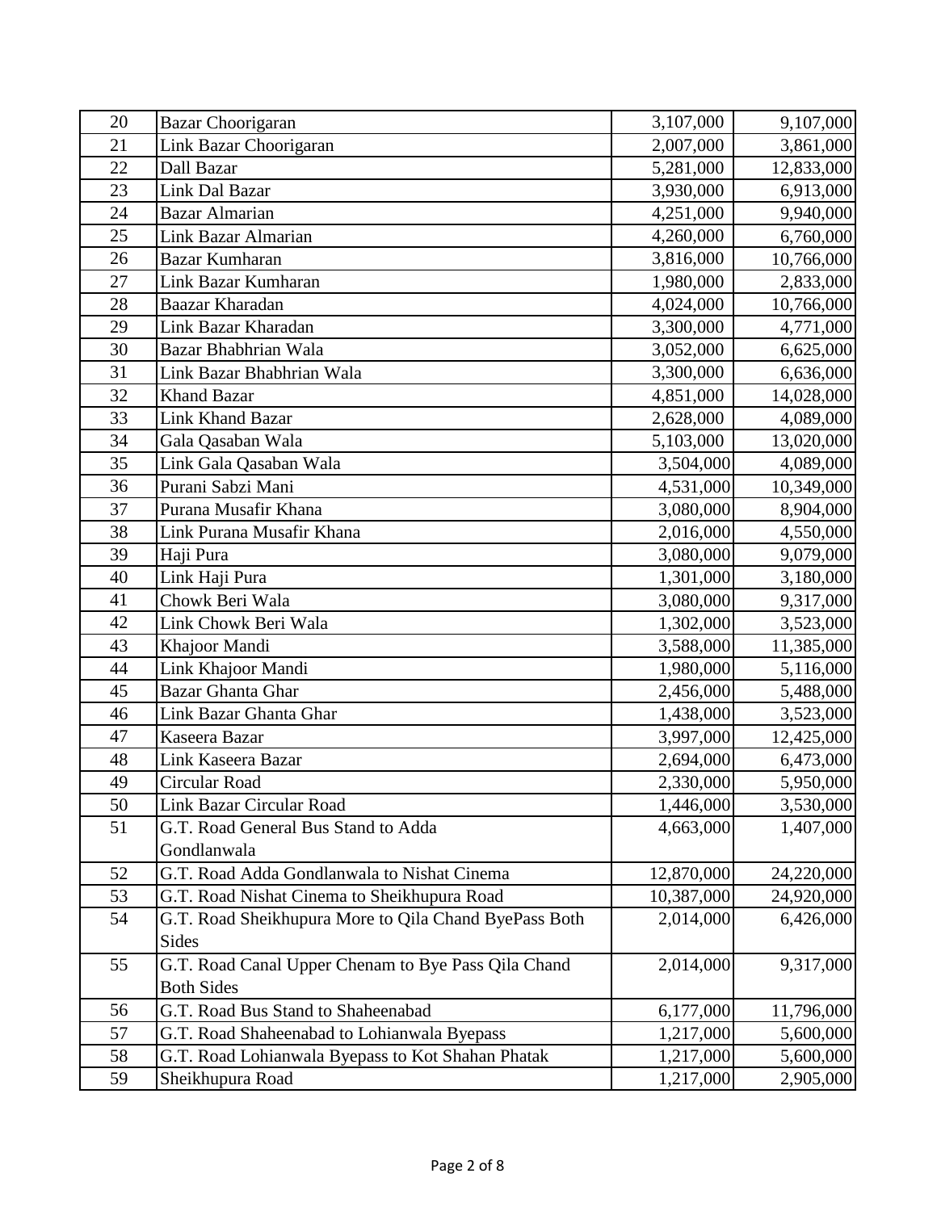| 20 | Bazar Choorigaran | 3,107,000 | 9,107,000 |
|---|---|---|---|
| 21 | Link Bazar Choorigaran | 2,007,000 | 3,861,000 |
| 22 | Dall Bazar | 5,281,000 | 12,833,000 |
| 23 | Link Dal Bazar | 3,930,000 | 6,913,000 |
| 24 | Bazar Almarian | 4,251,000 | 9,940,000 |
| 25 | Link Bazar Almarian | 4,260,000 | 6,760,000 |
| 26 | Bazar Kumharan | 3,816,000 | 10,766,000 |
| 27 | Link Bazar Kumharan | 1,980,000 | 2,833,000 |
| 28 | Baazar Kharadan | 4,024,000 | 10,766,000 |
| 29 | Link Bazar Kharadan | 3,300,000 | 4,771,000 |
| 30 | Bazar Bhabhrian Wala | 3,052,000 | 6,625,000 |
| 31 | Link Bazar Bhabhrian Wala | 3,300,000 | 6,636,000 |
| 32 | Khand Bazar | 4,851,000 | 14,028,000 |
| 33 | Link Khand Bazar | 2,628,000 | 4,089,000 |
| 34 | Gala Qasaban Wala | 5,103,000 | 13,020,000 |
| 35 | Link Gala Qasaban Wala | 3,504,000 | 4,089,000 |
| 36 | Purani Sabzi Mani | 4,531,000 | 10,349,000 |
| 37 | Purana Musafir Khana | 3,080,000 | 8,904,000 |
| 38 | Link Purana Musafir Khana | 2,016,000 | 4,550,000 |
| 39 | Haji Pura | 3,080,000 | 9,079,000 |
| 40 | Link Haji Pura | 1,301,000 | 3,180,000 |
| 41 | Chowk Beri Wala | 3,080,000 | 9,317,000 |
| 42 | Link Chowk Beri Wala | 1,302,000 | 3,523,000 |
| 43 | Khajoor Mandi | 3,588,000 | 11,385,000 |
| 44 | Link Khajoor Mandi | 1,980,000 | 5,116,000 |
| 45 | Bazar Ghanta Ghar | 2,456,000 | 5,488,000 |
| 46 | Link Bazar Ghanta Ghar | 1,438,000 | 3,523,000 |
| 47 | Kaseera Bazar | 3,997,000 | 12,425,000 |
| 48 | Link Kaseera Bazar | 2,694,000 | 6,473,000 |
| 49 | Circular Road | 2,330,000 | 5,950,000 |
| 50 | Link Bazar Circular Road | 1,446,000 | 3,530,000 |
| 51 | G.T. Road General Bus Stand to Adda Gondlanwala | 4,663,000 | 1,407,000 |
| 52 | G.T. Road Adda Gondlanwala to Nishat Cinema | 12,870,000 | 24,220,000 |
| 53 | G.T. Road Nishat Cinema to Sheikhupura Road | 10,387,000 | 24,920,000 |
| 54 | G.T. Road Sheikhupura More to Qila Chand ByePass Both Sides | 2,014,000 | 6,426,000 |
| 55 | G.T. Road Canal Upper Chenam to Bye Pass Qila Chand Both Sides | 2,014,000 | 9,317,000 |
| 56 | G.T. Road Bus Stand to Shaheenabad | 6,177,000 | 11,796,000 |
| 57 | G.T. Road Shaheenabad to Lohianwala Byepass | 1,217,000 | 5,600,000 |
| 58 | G.T. Road Lohianwala Byepass to Kot Shahan Phatak | 1,217,000 | 5,600,000 |
| 59 | Sheikhupura Road | 1,217,000 | 2,905,000 |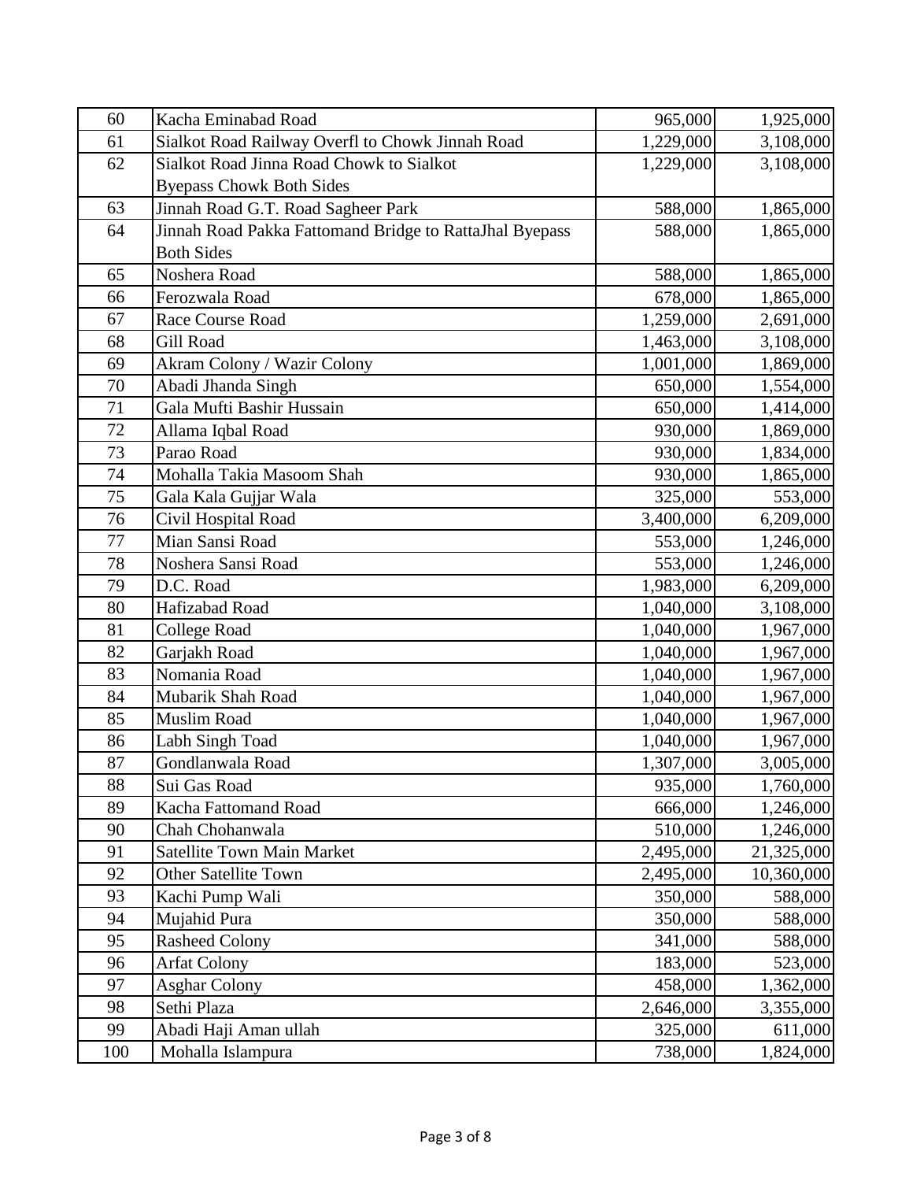| | | | |
|---|---|---|---|
| 60 | Kacha Eminabad Road | 965,000 | 1,925,000 |
| 61 | Sialkot Road Railway Overfl to Chowk Jinnah Road | 1,229,000 | 3,108,000 |
| 62 | Sialkot Road Jinna Road Chowk to Sialkot Byepass Chowk Both Sides | 1,229,000 | 3,108,000 |
| 63 | Jinnah Road G.T. Road Sagheer Park | 588,000 | 1,865,000 |
| 64 | Jinnah Road Pakka Fattomand Bridge to RattaJhal Byepass Both Sides | 588,000 | 1,865,000 |
| 65 | Noshera Road | 588,000 | 1,865,000 |
| 66 | Ferozwala Road | 678,000 | 1,865,000 |
| 67 | Race Course Road | 1,259,000 | 2,691,000 |
| 68 | Gill Road | 1,463,000 | 3,108,000 |
| 69 | Akram Colony / Wazir Colony | 1,001,000 | 1,869,000 |
| 70 | Abadi Jhanda Singh | 650,000 | 1,554,000 |
| 71 | Gala Mufti Bashir Hussain | 650,000 | 1,414,000 |
| 72 | Allama Iqbal Road | 930,000 | 1,869,000 |
| 73 | Parao Road | 930,000 | 1,834,000 |
| 74 | Mohalla Takia Masoom Shah | 930,000 | 1,865,000 |
| 75 | Gala Kala Gujjar Wala | 325,000 | 553,000 |
| 76 | Civil Hospital Road | 3,400,000 | 6,209,000 |
| 77 | Mian Sansi Road | 553,000 | 1,246,000 |
| 78 | Noshera Sansi Road | 553,000 | 1,246,000 |
| 79 | D.C. Road | 1,983,000 | 6,209,000 |
| 80 | Hafizabad Road | 1,040,000 | 3,108,000 |
| 81 | College Road | 1,040,000 | 1,967,000 |
| 82 | Garjakh Road | 1,040,000 | 1,967,000 |
| 83 | Nomania Road | 1,040,000 | 1,967,000 |
| 84 | Mubarik Shah Road | 1,040,000 | 1,967,000 |
| 85 | Muslim Road | 1,040,000 | 1,967,000 |
| 86 | Labh Singh Toad | 1,040,000 | 1,967,000 |
| 87 | Gondlanwala Road | 1,307,000 | 3,005,000 |
| 88 | Sui Gas Road | 935,000 | 1,760,000 |
| 89 | Kacha Fattomand Road | 666,000 | 1,246,000 |
| 90 | Chah Chohanwala | 510,000 | 1,246,000 |
| 91 | Satellite Town Main Market | 2,495,000 | 21,325,000 |
| 92 | Other Satellite Town | 2,495,000 | 10,360,000 |
| 93 | Kachi Pump Wali | 350,000 | 588,000 |
| 94 | Mujahid Pura | 350,000 | 588,000 |
| 95 | Rasheed Colony | 341,000 | 588,000 |
| 96 | Arfat Colony | 183,000 | 523,000 |
| 97 | Asghar Colony | 458,000 | 1,362,000 |
| 98 | Sethi Plaza | 2,646,000 | 3,355,000 |
| 99 | Abadi Haji Aman ullah | 325,000 | 611,000 |
| 100 | Mohalla Islampura | 738,000 | 1,824,000 |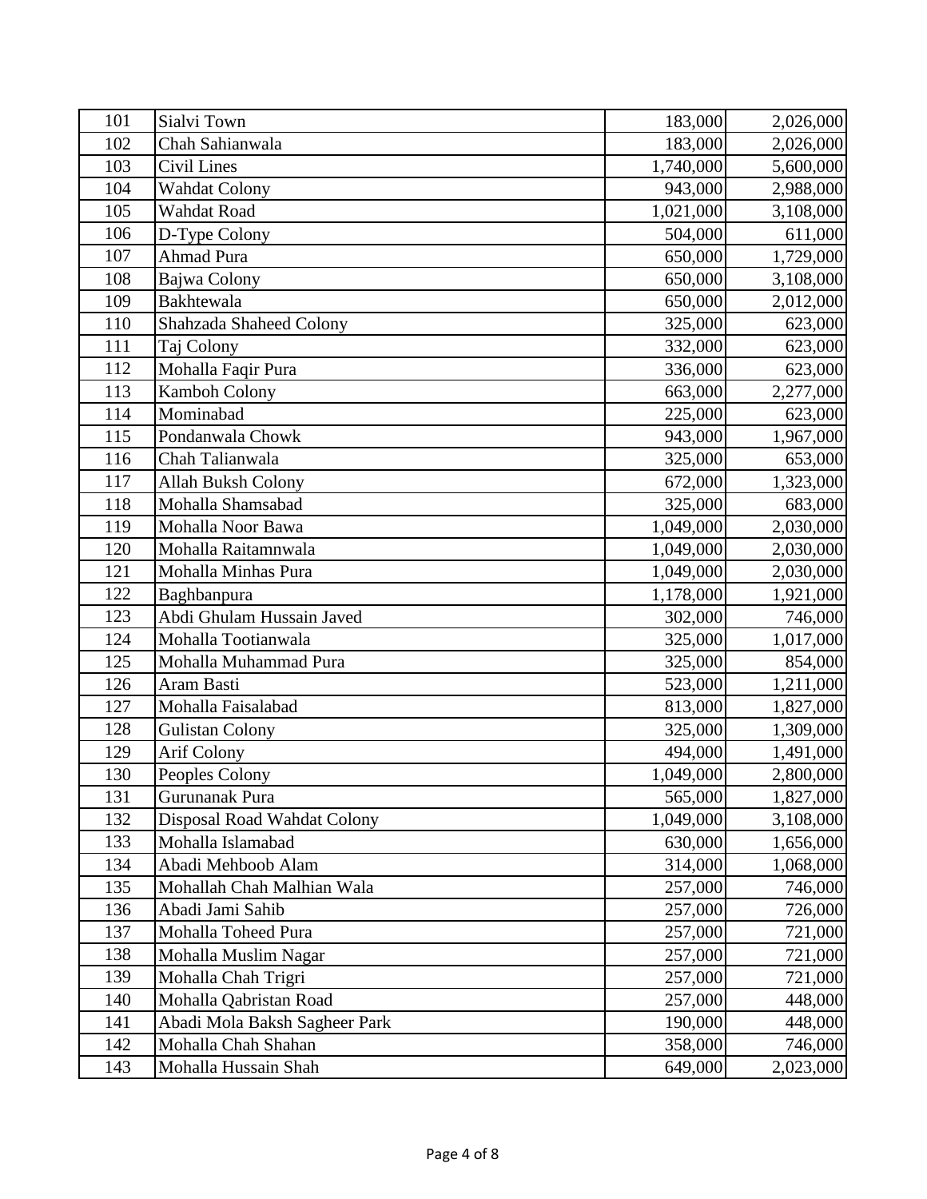| | | | |
|---|---|---|---|
| 101 | Sialvi Town | 183,000 | 2,026,000 |
| 102 | Chah Sahianwala | 183,000 | 2,026,000 |
| 103 | Civil Lines | 1,740,000 | 5,600,000 |
| 104 | Wahdat Colony | 943,000 | 2,988,000 |
| 105 | Wahdat Road | 1,021,000 | 3,108,000 |
| 106 | D-Type Colony | 504,000 | 611,000 |
| 107 | Ahmad Pura | 650,000 | 1,729,000 |
| 108 | Bajwa Colony | 650,000 | 3,108,000 |
| 109 | Bakhtewala | 650,000 | 2,012,000 |
| 110 | Shahzada Shaheed Colony | 325,000 | 623,000 |
| 111 | Taj Colony | 332,000 | 623,000 |
| 112 | Mohalla Faqir Pura | 336,000 | 623,000 |
| 113 | Kamboh Colony | 663,000 | 2,277,000 |
| 114 | Mominabad | 225,000 | 623,000 |
| 115 | Pondanwala Chowk | 943,000 | 1,967,000 |
| 116 | Chah Talianwala | 325,000 | 653,000 |
| 117 | Allah Buksh Colony | 672,000 | 1,323,000 |
| 118 | Mohalla Shamsabad | 325,000 | 683,000 |
| 119 | Mohalla Noor Bawa | 1,049,000 | 2,030,000 |
| 120 | Mohalla Raitamnwala | 1,049,000 | 2,030,000 |
| 121 | Mohalla Minhas Pura | 1,049,000 | 2,030,000 |
| 122 | Baghbanpura | 1,178,000 | 1,921,000 |
| 123 | Abdi Ghulam Hussain Javed | 302,000 | 746,000 |
| 124 | Mohalla Tootianwala | 325,000 | 1,017,000 |
| 125 | Mohalla Muhammad Pura | 325,000 | 854,000 |
| 126 | Aram Basti | 523,000 | 1,211,000 |
| 127 | Mohalla Faisalabad | 813,000 | 1,827,000 |
| 128 | Gulistan Colony | 325,000 | 1,309,000 |
| 129 | Arif Colony | 494,000 | 1,491,000 |
| 130 | Peoples Colony | 1,049,000 | 2,800,000 |
| 131 | Gurunanak Pura | 565,000 | 1,827,000 |
| 132 | Disposal Road Wahdat Colony | 1,049,000 | 3,108,000 |
| 133 | Mohalla Islamabad | 630,000 | 1,656,000 |
| 134 | Abadi Mehboob Alam | 314,000 | 1,068,000 |
| 135 | Mohallah Chah Malhian Wala | 257,000 | 746,000 |
| 136 | Abadi Jami Sahib | 257,000 | 726,000 |
| 137 | Mohalla Toheed Pura | 257,000 | 721,000 |
| 138 | Mohalla Muslim Nagar | 257,000 | 721,000 |
| 139 | Mohalla Chah Trigri | 257,000 | 721,000 |
| 140 | Mohalla Qabristan Road | 257,000 | 448,000 |
| 141 | Abadi Mola Baksh Sagheer Park | 190,000 | 448,000 |
| 142 | Mohalla Chah Shahan | 358,000 | 746,000 |
| 143 | Mohalla Hussain Shah | 649,000 | 2,023,000 |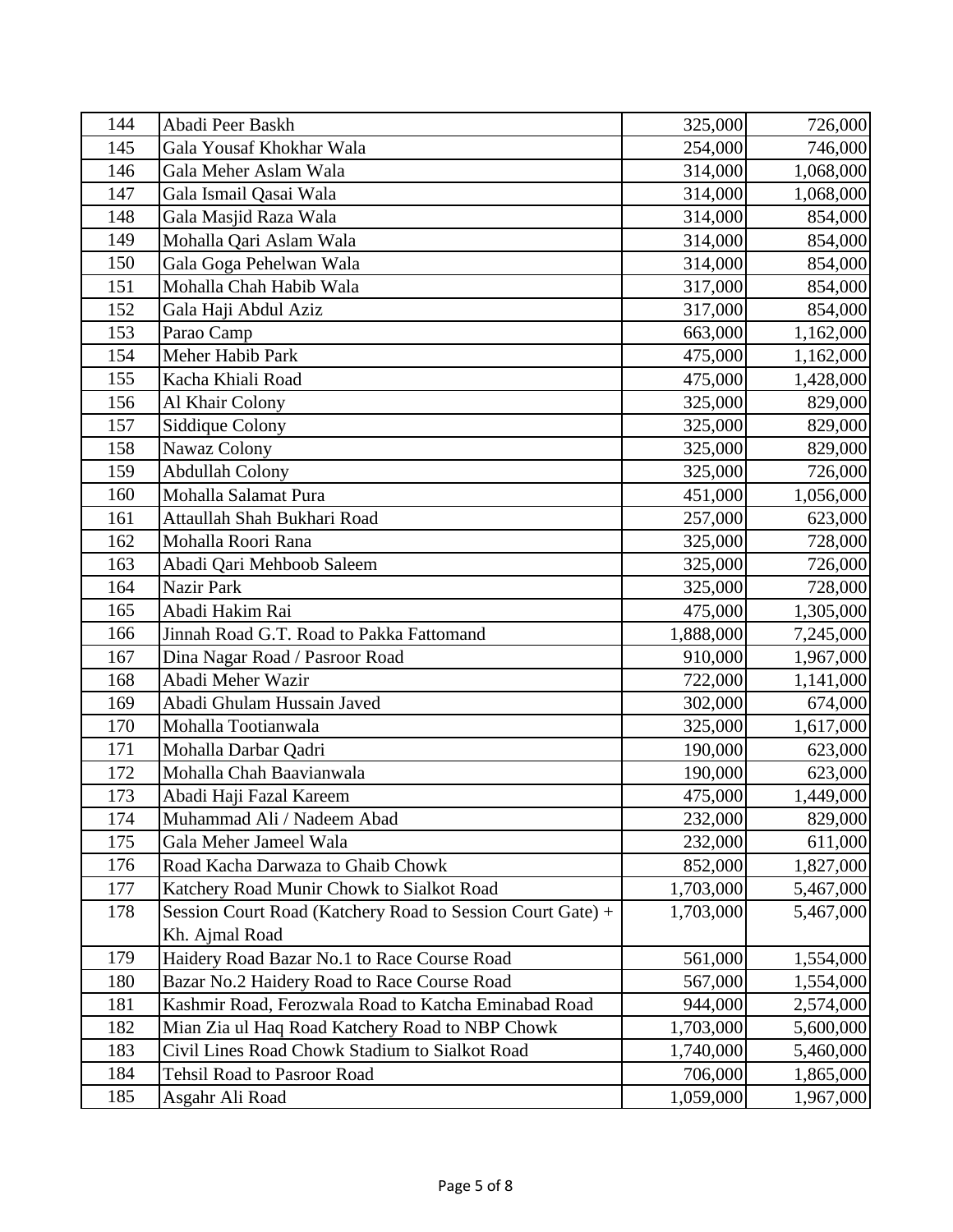| | | | |
|---|---|---|---|
| 144 | Abadi Peer Baskh | 325,000 | 726,000 |
| 145 | Gala Yousaf Khokhar Wala | 254,000 | 746,000 |
| 146 | Gala Meher Aslam Wala | 314,000 | 1,068,000 |
| 147 | Gala Ismail Qasai Wala | 314,000 | 1,068,000 |
| 148 | Gala Masjid Raza Wala | 314,000 | 854,000 |
| 149 | Mohalla Qari Aslam Wala | 314,000 | 854,000 |
| 150 | Gala Goga Pehelwan Wala | 314,000 | 854,000 |
| 151 | Mohalla Chah Habib Wala | 317,000 | 854,000 |
| 152 | Gala Haji Abdul Aziz | 317,000 | 854,000 |
| 153 | Parao Camp | 663,000 | 1,162,000 |
| 154 | Meher Habib Park | 475,000 | 1,162,000 |
| 155 | Kacha Khiali Road | 475,000 | 1,428,000 |
| 156 | Al Khair Colony | 325,000 | 829,000 |
| 157 | Siddique Colony | 325,000 | 829,000 |
| 158 | Nawaz Colony | 325,000 | 829,000 |
| 159 | Abdullah Colony | 325,000 | 726,000 |
| 160 | Mohalla Salamat Pura | 451,000 | 1,056,000 |
| 161 | Attaullah Shah Bukhari Road | 257,000 | 623,000 |
| 162 | Mohalla Roori Rana | 325,000 | 728,000 |
| 163 | Abadi Qari Mehboob Saleem | 325,000 | 726,000 |
| 164 | Nazir Park | 325,000 | 728,000 |
| 165 | Abadi Hakim Rai | 475,000 | 1,305,000 |
| 166 | Jinnah Road G.T. Road to Pakka Fattomand | 1,888,000 | 7,245,000 |
| 167 | Dina Nagar Road / Pasroor Road | 910,000 | 1,967,000 |
| 168 | Abadi Meher Wazir | 722,000 | 1,141,000 |
| 169 | Abadi Ghulam Hussain Javed | 302,000 | 674,000 |
| 170 | Mohalla Tootianwala | 325,000 | 1,617,000 |
| 171 | Mohalla Darbar Qadri | 190,000 | 623,000 |
| 172 | Mohalla Chah Baavianwala | 190,000 | 623,000 |
| 173 | Abadi Haji Fazal Kareem | 475,000 | 1,449,000 |
| 174 | Muhammad Ali / Nadeem Abad | 232,000 | 829,000 |
| 175 | Gala Meher Jameel Wala | 232,000 | 611,000 |
| 176 | Road Kacha Darwaza to Ghaib Chowk | 852,000 | 1,827,000 |
| 177 | Katchery Road Munir Chowk to Sialkot Road | 1,703,000 | 5,467,000 |
| 178 | Session Court Road (Katchery Road to Session Court Gate) + Kh. Ajmal Road | 1,703,000 | 5,467,000 |
| 179 | Haidery Road Bazar No.1 to Race Course Road | 561,000 | 1,554,000 |
| 180 | Bazar No.2 Haidery Road to Race Course Road | 567,000 | 1,554,000 |
| 181 | Kashmir Road, Ferozwala Road to Katcha Eminabad Road | 944,000 | 2,574,000 |
| 182 | Mian Zia ul Haq Road Katchery Road to NBP Chowk | 1,703,000 | 5,600,000 |
| 183 | Civil Lines Road Chowk Stadium to Sialkot Road | 1,740,000 | 5,460,000 |
| 184 | Tehsil Road to Pasroor Road | 706,000 | 1,865,000 |
| 185 | Asgahr Ali Road | 1,059,000 | 1,967,000 |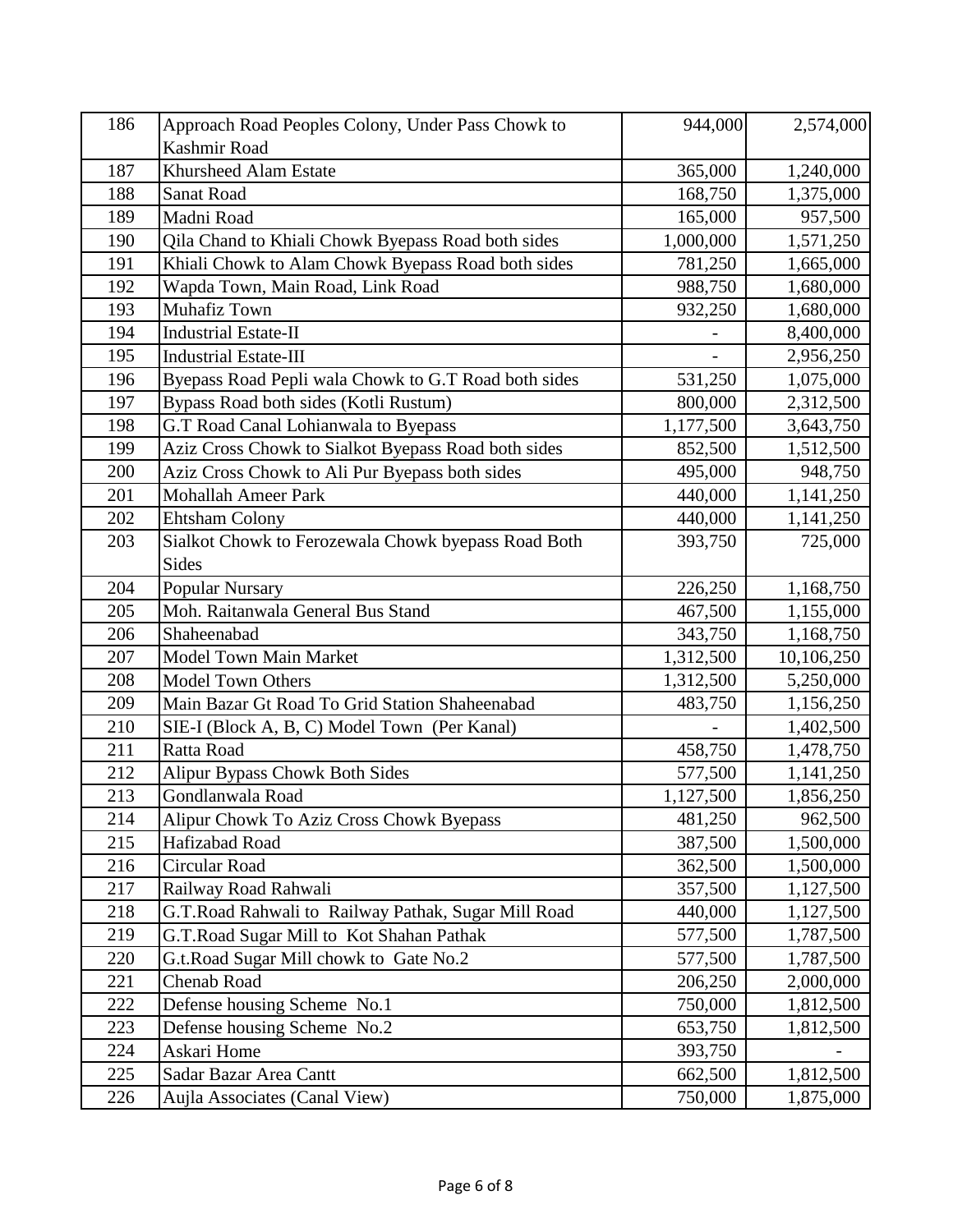| | | | |
|---|---|---|---|
| 186 | Approach Road Peoples Colony, Under Pass Chowk to Kashmir Road | 944,000 | 2,574,000 |
| 187 | Khursheed Alam Estate | 365,000 | 1,240,000 |
| 188 | Sanat Road | 168,750 | 1,375,000 |
| 189 | Madni Road | 165,000 | 957,500 |
| 190 | Qila Chand to Khiali Chowk Byepass Road both sides | 1,000,000 | 1,571,250 |
| 191 | Khiali Chowk to Alam Chowk Byepass Road both sides | 781,250 | 1,665,000 |
| 192 | Wapda Town, Main Road, Link Road | 988,750 | 1,680,000 |
| 193 | Muhafiz Town | 932,250 | 1,680,000 |
| 194 | Industrial Estate-II | - | 8,400,000 |
| 195 | Industrial Estate-III | - | 2,956,250 |
| 196 | Byepass Road Pepli wala Chowk to G.T Road both sides | 531,250 | 1,075,000 |
| 197 | Bypass Road both sides (Kotli Rustum) | 800,000 | 2,312,500 |
| 198 | G.T Road Canal Lohianwala to Byepass | 1,177,500 | 3,643,750 |
| 199 | Aziz Cross Chowk to Sialkot Byepass Road both sides | 852,500 | 1,512,500 |
| 200 | Aziz Cross Chowk to Ali Pur Byepass both sides | 495,000 | 948,750 |
| 201 | Mohallah Ameer Park | 440,000 | 1,141,250 |
| 202 | Ehtsham Colony | 440,000 | 1,141,250 |
| 203 | Sialkot Chowk to Ferozewala Chowk byepass Road Both Sides | 393,750 | 725,000 |
| 204 | Popular Nursary | 226,250 | 1,168,750 |
| 205 | Moh. Raitanwala General Bus Stand | 467,500 | 1,155,000 |
| 206 | Shaheenabad | 343,750 | 1,168,750 |
| 207 | Model Town Main Market | 1,312,500 | 10,106,250 |
| 208 | Model Town Others | 1,312,500 | 5,250,000 |
| 209 | Main Bazar Gt Road To Grid Station Shaheenabad | 483,750 | 1,156,250 |
| 210 | SIE-I (Block A, B, C) Model Town (Per Kanal) | - | 1,402,500 |
| 211 | Ratta Road | 458,750 | 1,478,750 |
| 212 | Alipur Bypass Chowk Both Sides | 577,500 | 1,141,250 |
| 213 | Gondlanwala Road | 1,127,500 | 1,856,250 |
| 214 | Alipur Chowk To Aziz Cross Chowk Byepass | 481,250 | 962,500 |
| 215 | Hafizabad Road | 387,500 | 1,500,000 |
| 216 | Circular Road | 362,500 | 1,500,000 |
| 217 | Railway Road Rahwali | 357,500 | 1,127,500 |
| 218 | G.T.Road Rahwali to Railway Pathak, Sugar Mill Road | 440,000 | 1,127,500 |
| 219 | G.T.Road Sugar Mill to Kot Shahan Pathak | 577,500 | 1,787,500 |
| 220 | G.t.Road Sugar Mill chowk to Gate No.2 | 577,500 | 1,787,500 |
| 221 | Chenab Road | 206,250 | 2,000,000 |
| 222 | Defense housing Scheme No.1 | 750,000 | 1,812,500 |
| 223 | Defense housing Scheme No.2 | 653,750 | 1,812,500 |
| 224 | Askari Home | 393,750 | - |
| 225 | Sadar Bazar Area Cantt | 662,500 | 1,812,500 |
| 226 | Aujla Associates (Canal View) | 750,000 | 1,875,000 |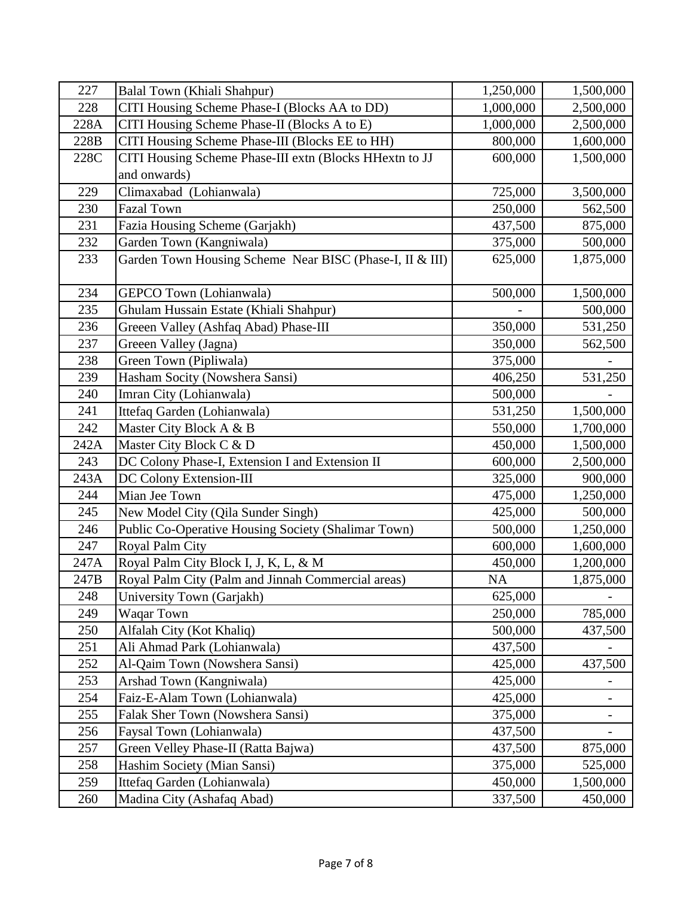| | | | |
|---|---|---|---|
| 227 | Balal Town (Khiali Shahpur) | 1,250,000 | 1,500,000 |
| 228 | CITI Housing Scheme Phase-I (Blocks AA to DD) | 1,000,000 | 2,500,000 |
| 228A | CITI Housing Scheme Phase-II (Blocks A to E) | 1,000,000 | 2,500,000 |
| 228B | CITI Housing Scheme Phase-III (Blocks EE to HH) | 800,000 | 1,600,000 |
| 228C | CITI Housing Scheme Phase-III extn (Blocks HHextn to JJ and onwards) | 600,000 | 1,500,000 |
| 229 | Climaxabad (Lohianwala) | 725,000 | 3,500,000 |
| 230 | Fazal Town | 250,000 | 562,500 |
| 231 | Fazia Housing Scheme (Garjakh) | 437,500 | 875,000 |
| 232 | Garden Town (Kangniwala) | 375,000 | 500,000 |
| 233 | Garden Town Housing Scheme Near BISC (Phase-I, II & III) | 625,000 | 1,875,000 |
| 234 | GEPCO Town (Lohianwala) | 500,000 | 1,500,000 |
| 235 | Ghulam Hussain Estate (Khiali Shahpur) | - | 500,000 |
| 236 | Greeen Valley (Ashfaq Abad) Phase-III | 350,000 | 531,250 |
| 237 | Greeen Valley (Jagna) | 350,000 | 562,500 |
| 238 | Green Town (Pipliwala) | 375,000 | - |
| 239 | Hasham Socity (Nowshera Sansi) | 406,250 | 531,250 |
| 240 | Imran City (Lohianwala) | 500,000 | - |
| 241 | Ittefaq Garden (Lohianwala) | 531,250 | 1,500,000 |
| 242 | Master City Block A & B | 550,000 | 1,700,000 |
| 242A | Master City Block C & D | 450,000 | 1,500,000 |
| 243 | DC Colony Phase-I, Extension I and Extension II | 600,000 | 2,500,000 |
| 243A | DC Colony Extension-III | 325,000 | 900,000 |
| 244 | Mian Jee Town | 475,000 | 1,250,000 |
| 245 | New Model City (Qila Sunder Singh) | 425,000 | 500,000 |
| 246 | Public Co-Operative Housing Society (Shalimar Town) | 500,000 | 1,250,000 |
| 247 | Royal Palm City | 600,000 | 1,600,000 |
| 247A | Royal Palm City Block I, J, K, L, & M | 450,000 | 1,200,000 |
| 247B | Royal Palm City (Palm and Jinnah Commercial areas) | NA | 1,875,000 |
| 248 | University Town (Garjakh) | 625,000 | - |
| 249 | Waqar Town | 250,000 | 785,000 |
| 250 | Alfalah City (Kot Khaliq) | 500,000 | 437,500 |
| 251 | Ali Ahmad Park (Lohianwala) | 437,500 | - |
| 252 | Al-Qaim Town (Nowshera Sansi) | 425,000 | 437,500 |
| 253 | Arshad Town (Kangniwala) | 425,000 | - |
| 254 | Faiz-E-Alam Town (Lohianwala) | 425,000 | - |
| 255 | Falak Sher Town (Nowshera Sansi) | 375,000 | - |
| 256 | Faysal Town (Lohianwala) | 437,500 | - |
| 257 | Green Velley Phase-II (Ratta Bajwa) | 437,500 | 875,000 |
| 258 | Hashim Society (Mian Sansi) | 375,000 | 525,000 |
| 259 | Ittefaq Garden (Lohianwala) | 450,000 | 1,500,000 |
| 260 | Madina City (Ashafaq Abad) | 337,500 | 450,000 |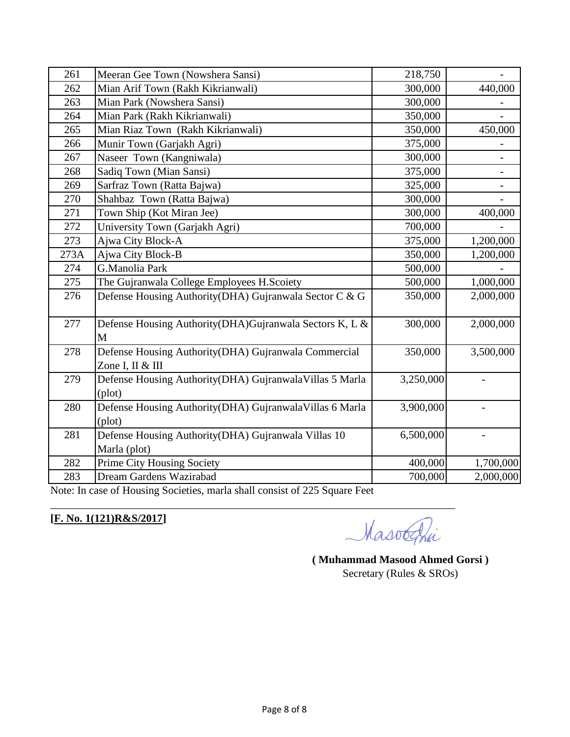| | | | |
|---|---|---|---|
| 261 | Meeran Gee Town (Nowshera Sansi) | 218,750 | - |
| 262 | Mian Arif Town (Rakh Kikrianwali) | 300,000 | 440,000 |
| 263 | Mian Park (Nowshera Sansi) | 300,000 | - |
| 264 | Mian Park (Rakh Kikrianwali) | 350,000 | - |
| 265 | Mian Riaz Town (Rakh Kikrianwali) | 350,000 | 450,000 |
| 266 | Munir Town (Garjakh Agri) | 375,000 | - |
| 267 | Naseer Town (Kangniwala) | 300,000 | - |
| 268 | Sadiq Town (Mian Sansi) | 375,000 | - |
| 269 | Sarfraz Town (Ratta Bajwa) | 325,000 | - |
| 270 | Shahbaz Town (Ratta Bajwa) | 300,000 | - |
| 271 | Town Ship (Kot Miran Jee) | 300,000 | 400,000 |
| 272 | University Town (Garjakh Agri) | 700,000 | - |
| 273 | Ajwa City Block-A | 375,000 | 1,200,000 |
| 273A | Ajwa City Block-B | 350,000 | 1,200,000 |
| 274 | G.Manolia Park | 500,000 | - |
| 275 | The Gujranwala College Employees H.Scoiety | 500,000 | 1,000,000 |
| 276 | Defense Housing Authority(DHA) Gujranwala Sector C & G | 350,000 | 2,000,000 |
| 277 | Defense Housing Authority(DHA)Gujranwala Sectors K, L & M | 300,000 | 2,000,000 |
| 278 | Defense Housing Authority(DHA) Gujranwala Commercial Zone I, II & III | 350,000 | 3,500,000 |
| 279 | Defense Housing Authority(DHA) GujranwalaVillas 5 Marla (plot) | 3,250,000 | - |
| 280 | Defense Housing Authority(DHA) GujranwalaVillas 6 Marla (plot) | 3,900,000 | - |
| 281 | Defense Housing Authority(DHA) Gujranwala Villas 10 Marla (plot) | 6,500,000 | - |
| 282 | Prime City Housing Society | 400,000 | 1,700,000 |
| 283 | Dream Gardens Wazirabad | 700,000 | 2,000,000 |

Note: In case of Housing Societies, marla shall consist of 225 Square Feet

---

**[F. No. 1(121)R&S/2017]**

Masood Gorsi

**( Muhammad Masood Ahmed Gorsi )**
Secretary (Rules & SROs)